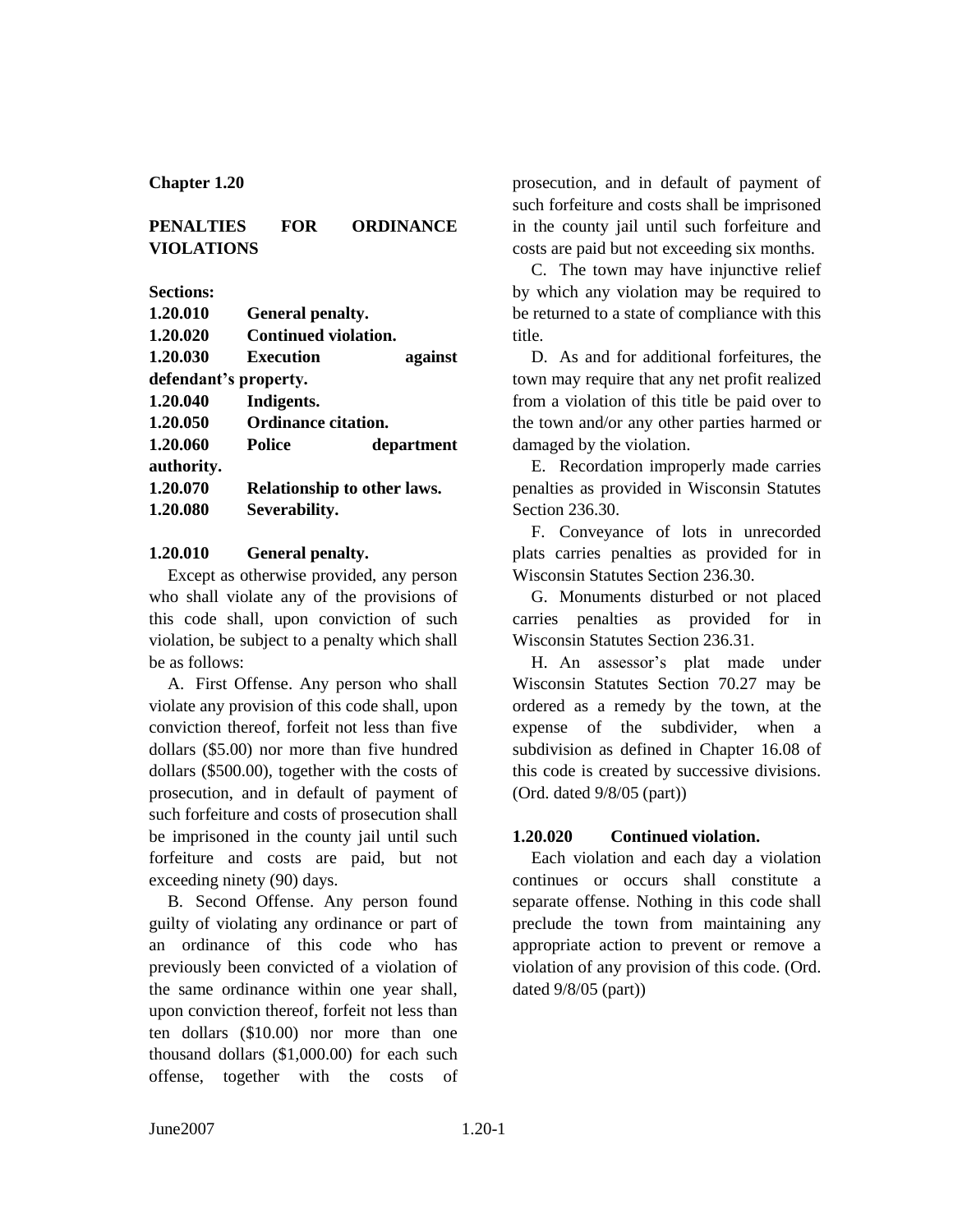# Chapter 1.20

## PENALTIES FOR ORDINANCE VIOLATIONS

**Sections:**

| | |
|---|---|
| **1.20.010** | **General penalty.** |
| **1.20.020** | **Continued violation.** |
| **1.20.030** | **Execution against defendant's property.** |
| **1.20.040** | **Indigents.** |
| **1.20.050** | **Ordinance citation.** |
| **1.20.060** | **Police department authority.** |
| **1.20.070** | **Relationship to other laws.** |
| **1.20.080** | **Severability.** |

### 1.20.010 General penalty.

Except as otherwise provided, any person who shall violate any of the provisions of this code shall, upon conviction of such violation, be subject to a penalty which shall be as follows:

A. First Offense. Any person who shall violate any provision of this code shall, upon conviction thereof, forfeit not less than five dollars ($5.00) nor more than five hundred dollars ($500.00), together with the costs of prosecution, and in default of payment of such forfeiture and costs of prosecution shall be imprisoned in the county jail until such forfeiture and costs are paid, but not exceeding ninety (90) days.

B. Second Offense. Any person found guilty of violating any ordinance or part of an ordinance of this code who has previously been convicted of a violation of the same ordinance within one year shall, upon conviction thereof, forfeit not less than ten dollars ($10.00) nor more than one thousand dollars ($1,000.00) for each such offense, together with the costs of prosecution, and in default of payment of such forfeiture and costs shall be imprisoned in the county jail until such forfeiture and costs are paid but not exceeding six months.

C. The town may have injunctive relief by which any violation may be required to be returned to a state of compliance with this title.

D. As and for additional forfeitures, the town may require that any net profit realized from a violation of this title be paid over to the town and/or any other parties harmed or damaged by the violation.

E. Recordation improperly made carries penalties as provided in Wisconsin Statutes Section 236.30.

F. Conveyance of lots in unrecorded plats carries penalties as provided for in Wisconsin Statutes Section 236.30.

G. Monuments disturbed or not placed carries penalties as provided for in Wisconsin Statutes Section 236.31.

H. An assessor's plat made under Wisconsin Statutes Section 70.27 may be ordered as a remedy by the town, at the expense of the subdivider, when a subdivision as defined in Chapter 16.08 of this code is created by successive divisions. (Ord. dated 9/8/05 (part))

### 1.20.020 Continued violation.

Each violation and each day a violation continues or occurs shall constitute a separate offense. Nothing in this code shall preclude the town from maintaining any appropriate action to prevent or remove a violation of any provision of this code. (Ord. dated 9/8/05 (part))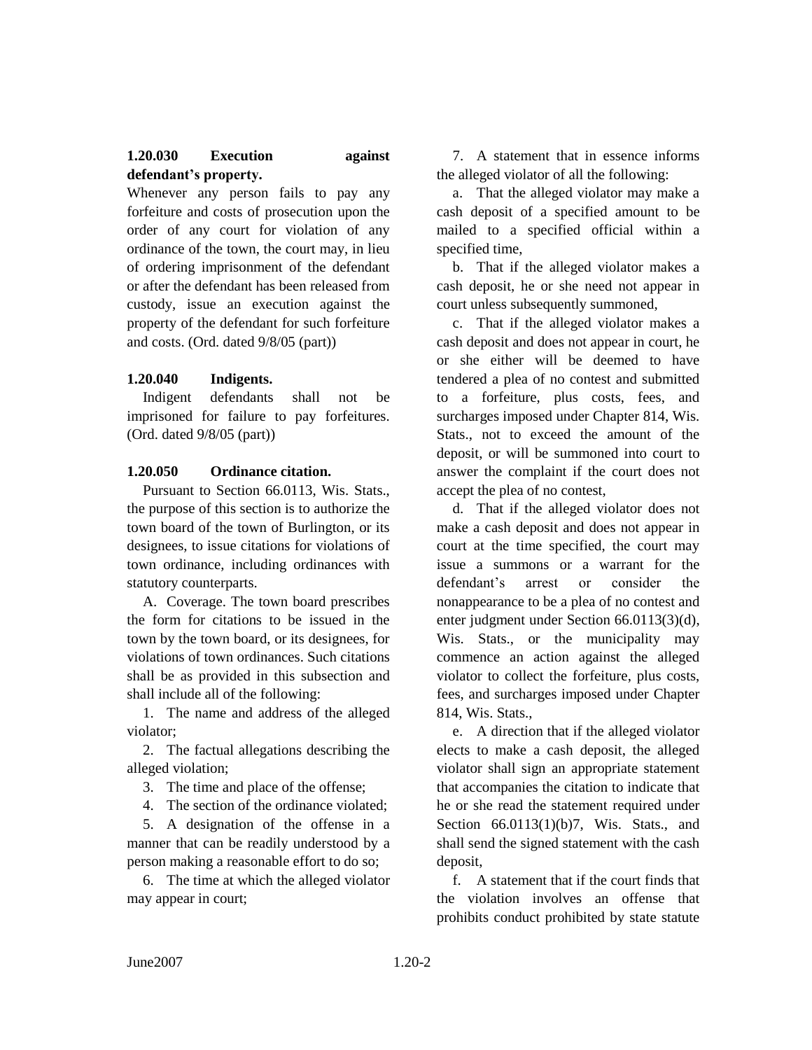**1.20.030 Execution against defendant's property.**

Whenever any person fails to pay any forfeiture and costs of prosecution upon the order of any court for violation of any ordinance of the town, the court may, in lieu of ordering imprisonment of the defendant or after the defendant has been released from custody, issue an execution against the property of the defendant for such forfeiture and costs. (Ord. dated 9/8/05 (part))

**1.20.040 Indigents.**

Indigent defendants shall not be imprisoned for failure to pay forfeitures. (Ord. dated 9/8/05 (part))

**1.20.050 Ordinance citation.**

Pursuant to Section 66.0113, Wis. Stats., the purpose of this section is to authorize the town board of the town of Burlington, or its designees, to issue citations for violations of town ordinance, including ordinances with statutory counterparts.

A. Coverage. The town board prescribes the form for citations to be issued in the town by the town board, or its designees, for violations of town ordinances. Such citations shall be as provided in this subsection and shall include all of the following:

1. The name and address of the alleged violator;
2. The factual allegations describing the alleged violation;
3. The time and place of the offense;
4. The section of the ordinance violated;
5. A designation of the offense in a manner that can be readily understood by a person making a reasonable effort to do so;
6. The time at which the alleged violator may appear in court;
7. A statement that in essence informs the alleged violator of all the following:

a. That the alleged violator may make a cash deposit of a specified amount to be mailed to a specified official within a specified time,

b. That if the alleged violator makes a cash deposit, he or she need not appear in court unless subsequently summoned,

c. That if the alleged violator makes a cash deposit and does not appear in court, he or she either will be deemed to have tendered a plea of no contest and submitted to a forfeiture, plus costs, fees, and surcharges imposed under Chapter 814, Wis. Stats., not to exceed the amount of the deposit, or will be summoned into court to answer the complaint if the court does not accept the plea of no contest,

d. That if the alleged violator does not make a cash deposit and does not appear in court at the time specified, the court may issue a summons or a warrant for the defendant's arrest or consider the nonappearance to be a plea of no contest and enter judgment under Section 66.0113(3)(d), Wis. Stats., or the municipality may commence an action against the alleged violator to collect the forfeiture, plus costs, fees, and surcharges imposed under Chapter 814, Wis. Stats.,

e. A direction that if the alleged violator elects to make a cash deposit, the alleged violator shall sign an appropriate statement that accompanies the citation to indicate that he or she read the statement required under Section 66.0113(1)(b)7, Wis. Stats., and shall send the signed statement with the cash deposit,

f. A statement that if the court finds that the violation involves an offense that prohibits conduct prohibited by state statute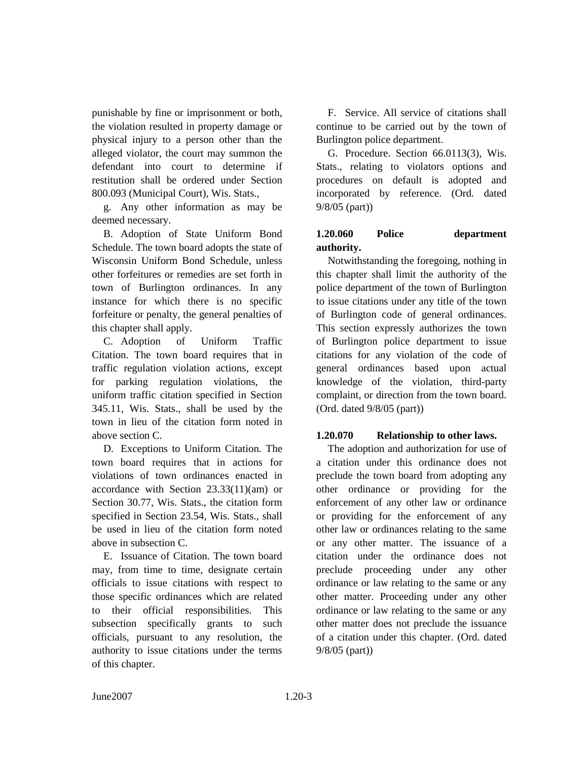punishable by fine or imprisonment or both, the violation resulted in property damage or physical injury to a person other than the alleged violator, the court may summon the defendant into court to determine if restitution shall be ordered under Section 800.093 (Municipal Court), Wis. Stats.,

g. Any other information as may be deemed necessary.

B. Adoption of State Uniform Bond Schedule. The town board adopts the state of Wisconsin Uniform Bond Schedule, unless other forfeitures or remedies are set forth in town of Burlington ordinances. In any instance for which there is no specific forfeiture or penalty, the general penalties of this chapter shall apply.

C. Adoption of Uniform Traffic Citation. The town board requires that in traffic regulation violation actions, except for parking regulation violations, the uniform traffic citation specified in Section 345.11, Wis. Stats., shall be used by the town in lieu of the citation form noted in above section C.

D. Exceptions to Uniform Citation. The town board requires that in actions for violations of town ordinances enacted in accordance with Section 23.33(11)(am) or Section 30.77, Wis. Stats., the citation form specified in Section 23.54, Wis. Stats., shall be used in lieu of the citation form noted above in subsection C.

E. Issuance of Citation. The town board may, from time to time, designate certain officials to issue citations with respect to those specific ordinances which are related to their official responsibilities. This subsection specifically grants to such officials, pursuant to any resolution, the authority to issue citations under the terms of this chapter.

F. Service. All service of citations shall continue to be carried out by the town of Burlington police department.

G. Procedure. Section 66.0113(3), Wis. Stats., relating to violators options and procedures on default is adopted and incorporated by reference. (Ord. dated 9/8/05 (part))

**1.20.060 Police department authority.**

Notwithstanding the foregoing, nothing in this chapter shall limit the authority of the police department of the town of Burlington to issue citations under any title of the town of Burlington code of general ordinances. This section expressly authorizes the town of Burlington police department to issue citations for any violation of the code of general ordinances based upon actual knowledge of the violation, third-party complaint, or direction from the town board. (Ord. dated 9/8/05 (part))

**1.20.070 Relationship to other laws.**

The adoption and authorization for use of a citation under this ordinance does not preclude the town board from adopting any other ordinance or providing for the enforcement of any other law or ordinance or providing for the enforcement of any other law or ordinances relating to the same or any other matter. The issuance of a citation under the ordinance does not preclude proceeding under any other ordinance or law relating to the same or any other matter. Proceeding under any other ordinance or law relating to the same or any other matter does not preclude the issuance of a citation under this chapter. (Ord. dated 9/8/05 (part))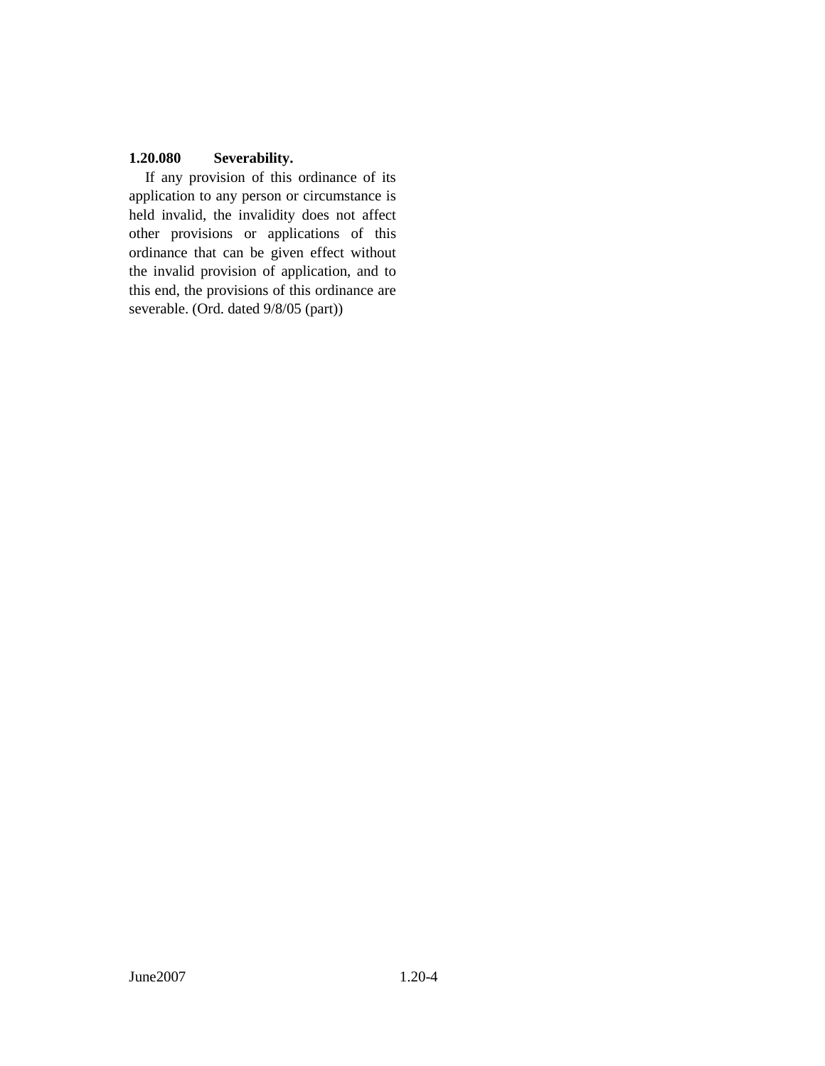**1.20.080 Severability.**

If any provision of this ordinance of its application to any person or circumstance is held invalid, the invalidity does not affect other provisions or applications of this ordinance that can be given effect without the invalid provision of application, and to this end, the provisions of this ordinance are severable. (Ord. dated 9/8/05 (part))